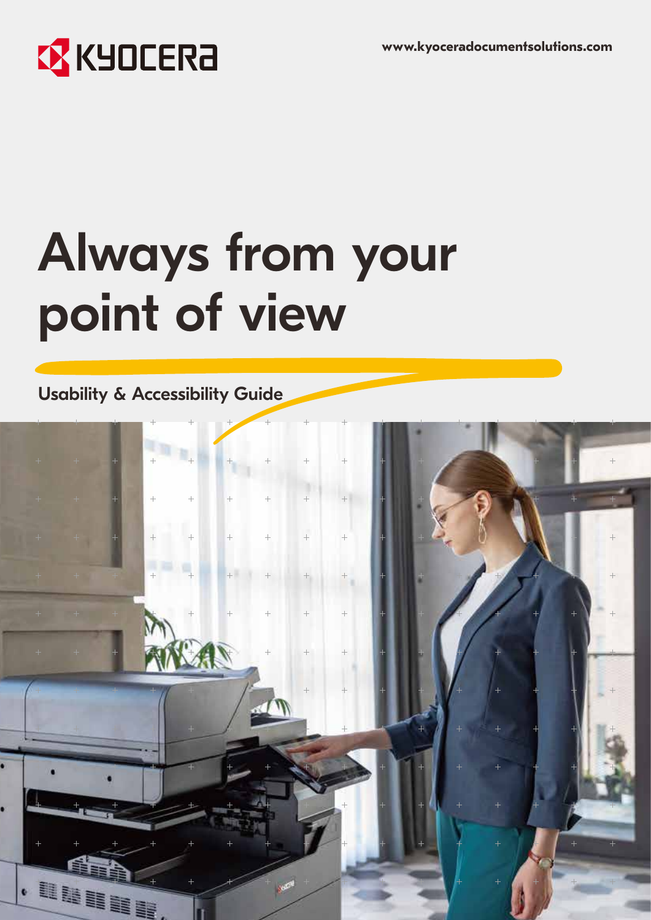KYOCERA

www.kyoceradocumentsolutions.com

# Always from your point of view

## Usability & Accessibility Guide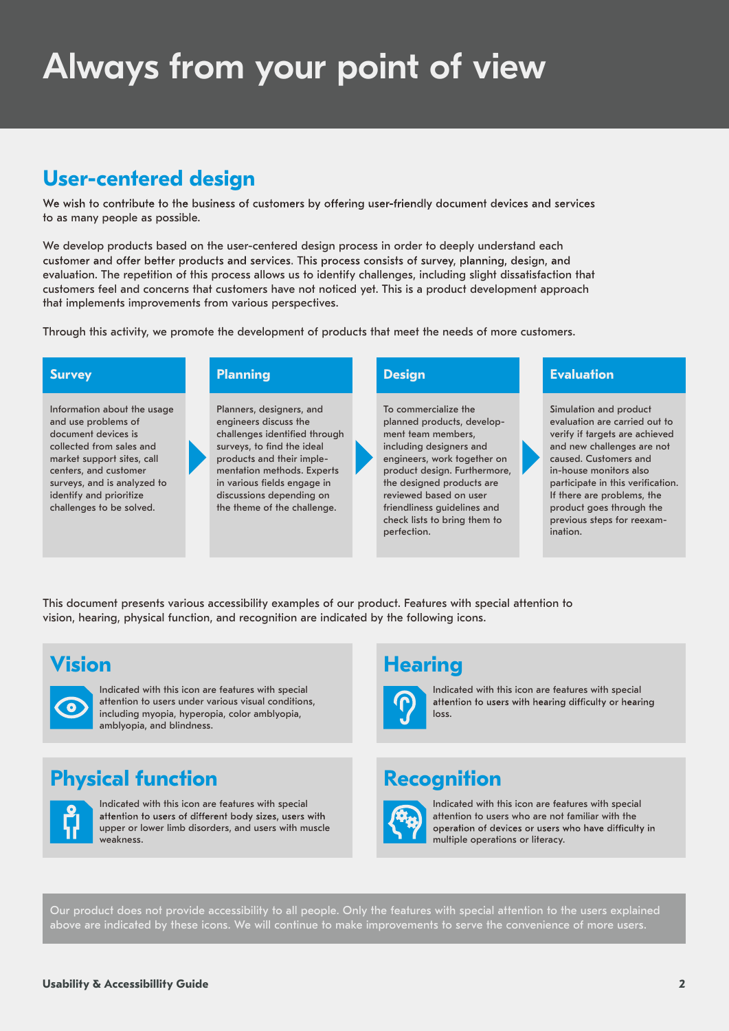# Always from your point of view

## User-centered design

We wish to contribute to the business of customers by offering user-friendly document devices and services to as many people as possible.

We develop products based on the user-centered design process in order to deeply understand each customer and offer better products and services. This process consists of survey, planning, design, and evaluation. The repetition of this process allows us to identify challenges, including slight dissatisfaction that customers feel and concerns that customers have not noticed yet. This is a product development approach that implements improvements from various perspectives.

Through this activity, we promote the development of products that meet the needs of more customers.

### Survey

Information about the usage and use problems of document devices is collected from sales and market support sites, call centers, and customer surveys, and is analyzed to identify and prioritize challenges to be solved.

### Planning

Planners, designers, and engineers discuss the challenges identified through surveys, to find the ideal products and their implementation methods. Experts in various fields engage in discussions depending on the theme of the challenge.

### Design

To commercialize the planned products, development team members, including designers and engineers, work together on product design. Furthermore, the designed products are reviewed based on user friendliness guidelines and check lists to bring them to perfection.

### Evaluation

Simulation and product evaluation are carried out to verify if targets are achieved and new challenges are not caused. Customers and in-house monitors also participate in this verification. If there are problems, the product goes through the previous steps for reexamination.

This document presents various accessibility examples of our product. Features with special attention to vision, hearing, physical function, and recognition are indicated by the following icons.

### Vision

Indicated with this icon are features with special attention to users under various visual conditions, including myopia, hyperopia, color amblyopia, amblyopia, and blindness.

### Hearing

Indicated with this icon are features with special attention to users with hearing difficulty or hearing loss.

### Physical function

Indicated with this icon are features with special attention to users of different body sizes, users with upper or lower limb disorders, and users with muscle weakness.

### Recognition

Indicated with this icon are features with special attention to users who are not familiar with the operation of devices or users who have difficulty in multiple operations or literacy.

Our product does not provide accessibility to all people. Only the features with special attention to the users explained above are indicated by these icons. We will continue to make improvements to serve the convenience of more users.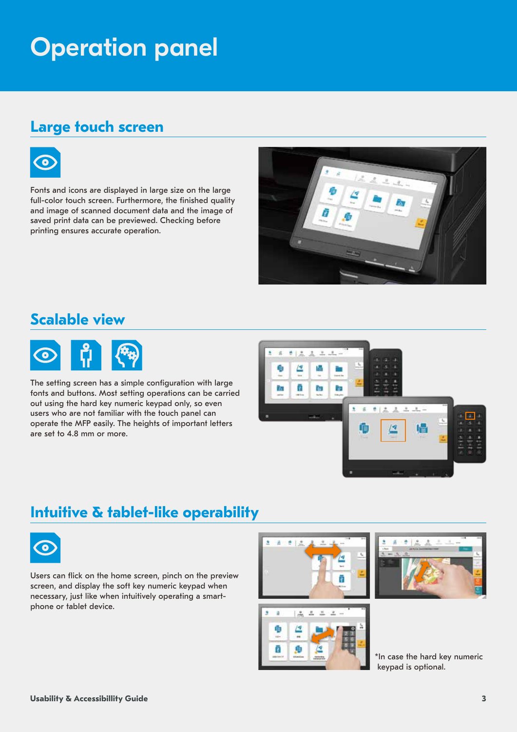# Operation panel

## Large touch screen

Fonts and icons are displayed in large size on the large full-color touch screen. Furthermore, the finished quality and image of scanned document data and the image of saved print data can be previewed. Checking before printing ensures accurate operation.

## Scalable view

The setting screen has a simple configuration with large fonts and buttons. Most setting operations can be carried out using the hard key numeric keypad only, so even users who are not familiar with the touch panel can operate the MFP easily. The heights of important letters are set to 4.8 mm or more.

## Intuitive & tablet-like operability

Users can flick on the home screen, pinch on the preview screen, and display the soft key numeric keypad when necessary, just like when intuitively operating a smart-phone or tablet device.

*In case the hard key numeric keypad is optional.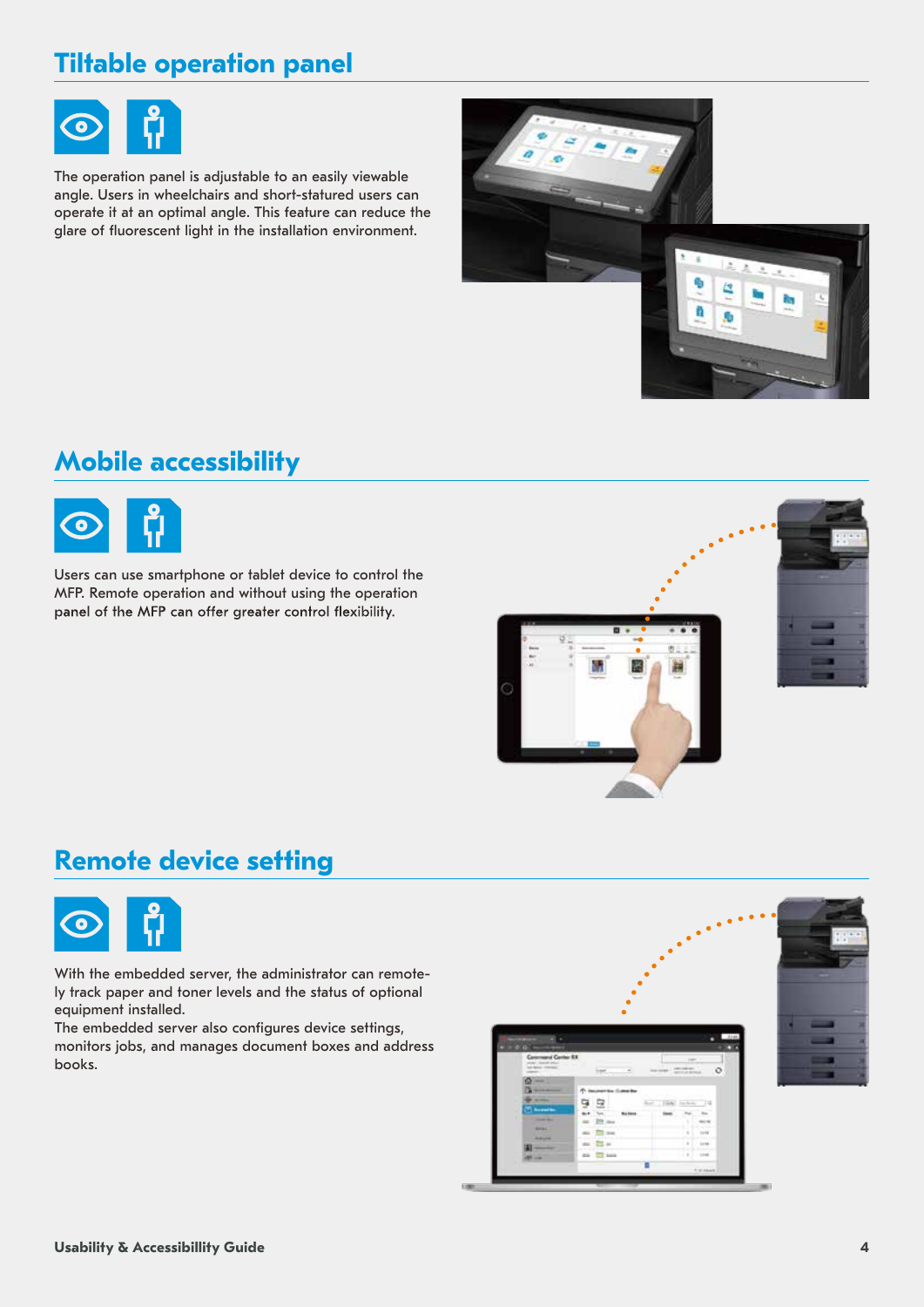## Tiltable operation panel

The operation panel is adjustable to an easily viewable angle. Users in wheelchairs and short-statured users can operate it at an optimal angle. This feature can reduce the glare of fluorescent light in the installation environment.

## Mobile accessibility

Users can use smartphone or tablet device to control the MFP. Remote operation and without using the operation panel of the MFP can offer greater control flexibility.

## Remote device setting

With the embedded server, the administrator can remotely track paper and toner levels and the status of optional equipment installed.

The embedded server also configures device settings, monitors jobs, and manages document boxes and address books.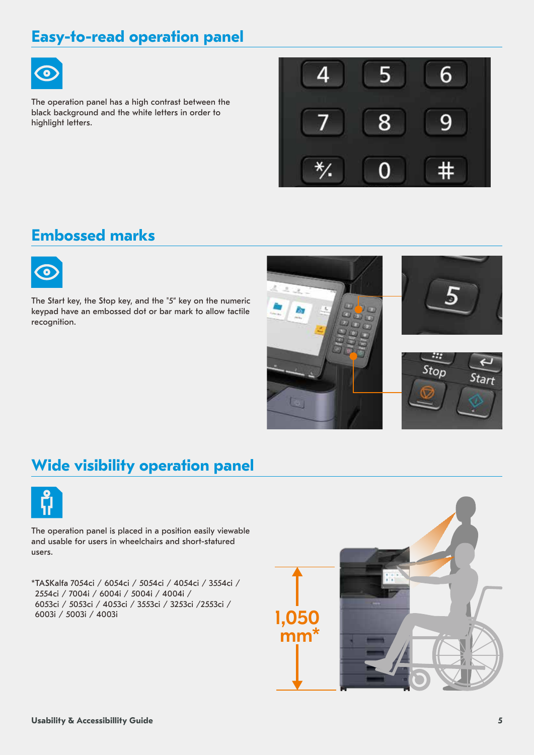## Easy-to-read operation panel

The operation panel has a high contrast between the black background and the white letters in order to highlight letters.

## Embossed marks

The Start key, the Stop key, and the "5" key on the numeric keypad have an embossed dot or bar mark to allow tactile recognition.

## Wide visibility operation panel

The operation panel is placed in a position easily viewable and usable for users in wheelchairs and short-statured users.

*TASKalfa 7054ci / 6054ci / 5054ci / 4054ci / 3554ci / 2554ci / 7004i / 6004i / 5004i / 4004i / 6053ci / 5053ci / 4053ci / 3553ci / 3253ci /2553ci / 6003i / 5003i / 4003i

1,050 mm*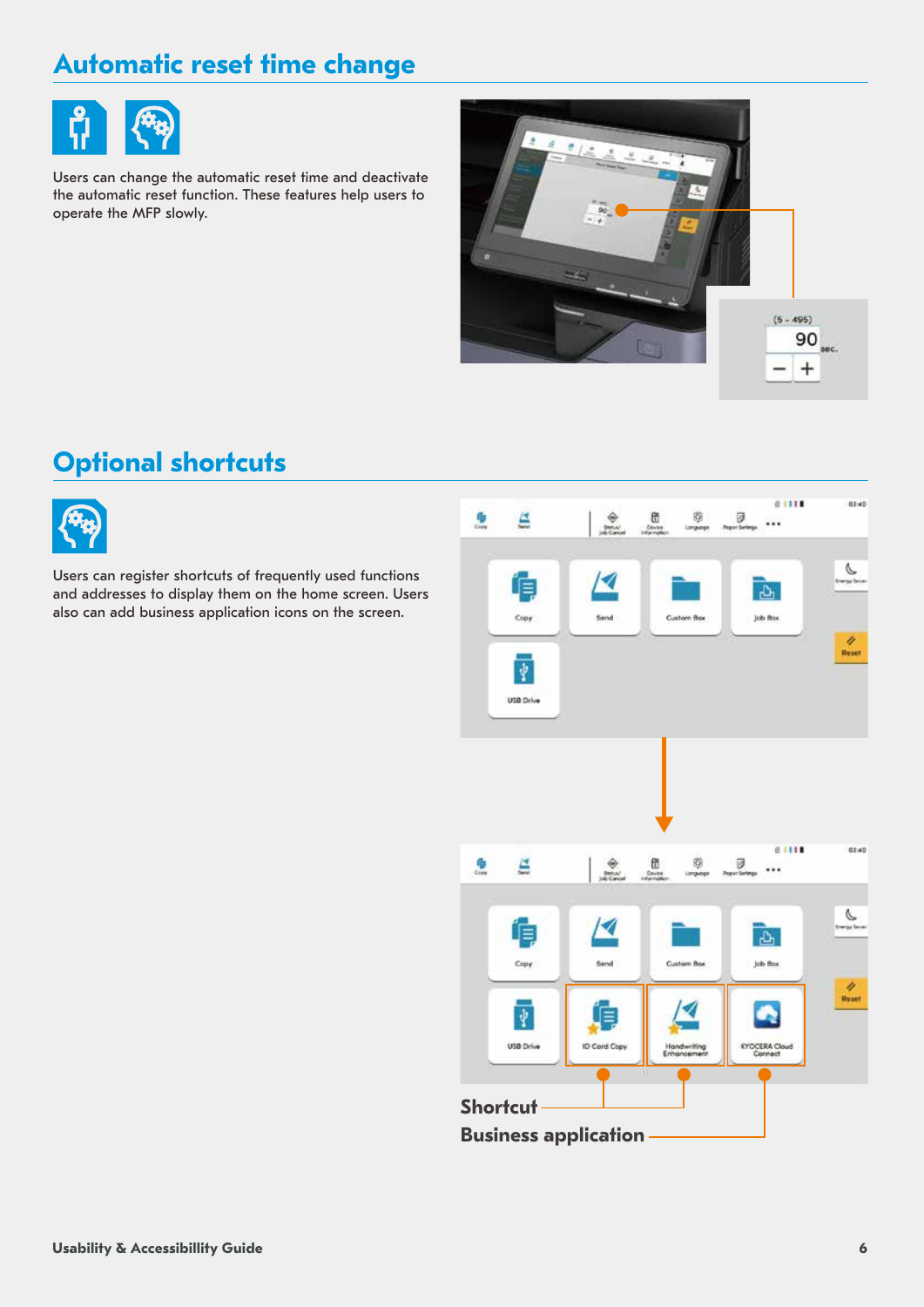## Automatic reset time change

Users can change the automatic reset time and deactivate the automatic reset function. These features help users to operate the MFP slowly.

## Optional shortcuts

Users can register shortcuts of frequently used functions and addresses to display them on the home screen. Users also can add business application icons on the screen.

**Shortcut**

**Business application**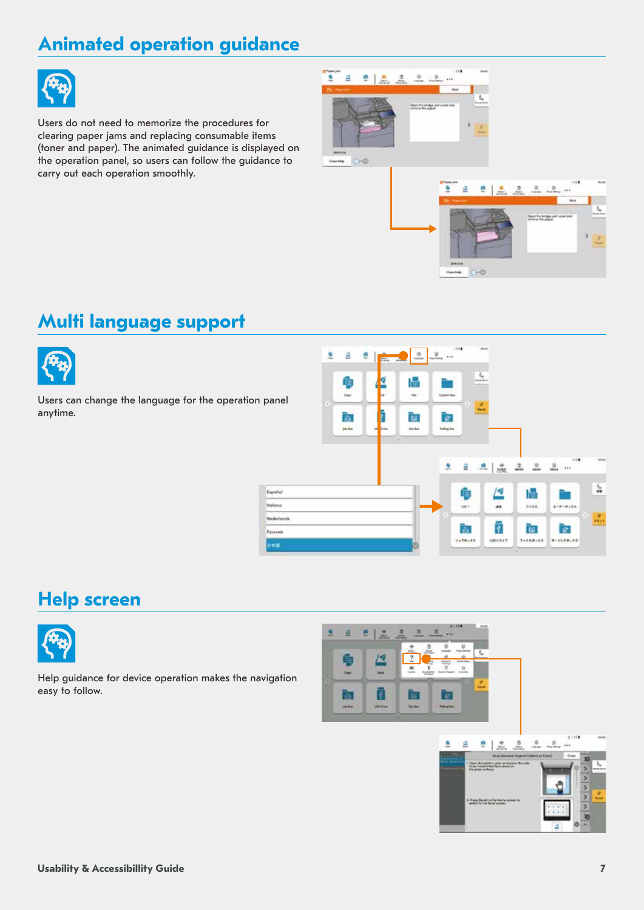## Animated operation guidance

Users do not need to memorize the procedures for clearing paper jams and replacing consumable items (toner and paper). The animated guidance is displayed on the operation panel, so users can follow the guidance to carry out each operation smoothly.

## Multi language support

Users can change the language for the operation panel anytime.

## Help screen

Help guidance for device operation makes the navigation easy to follow.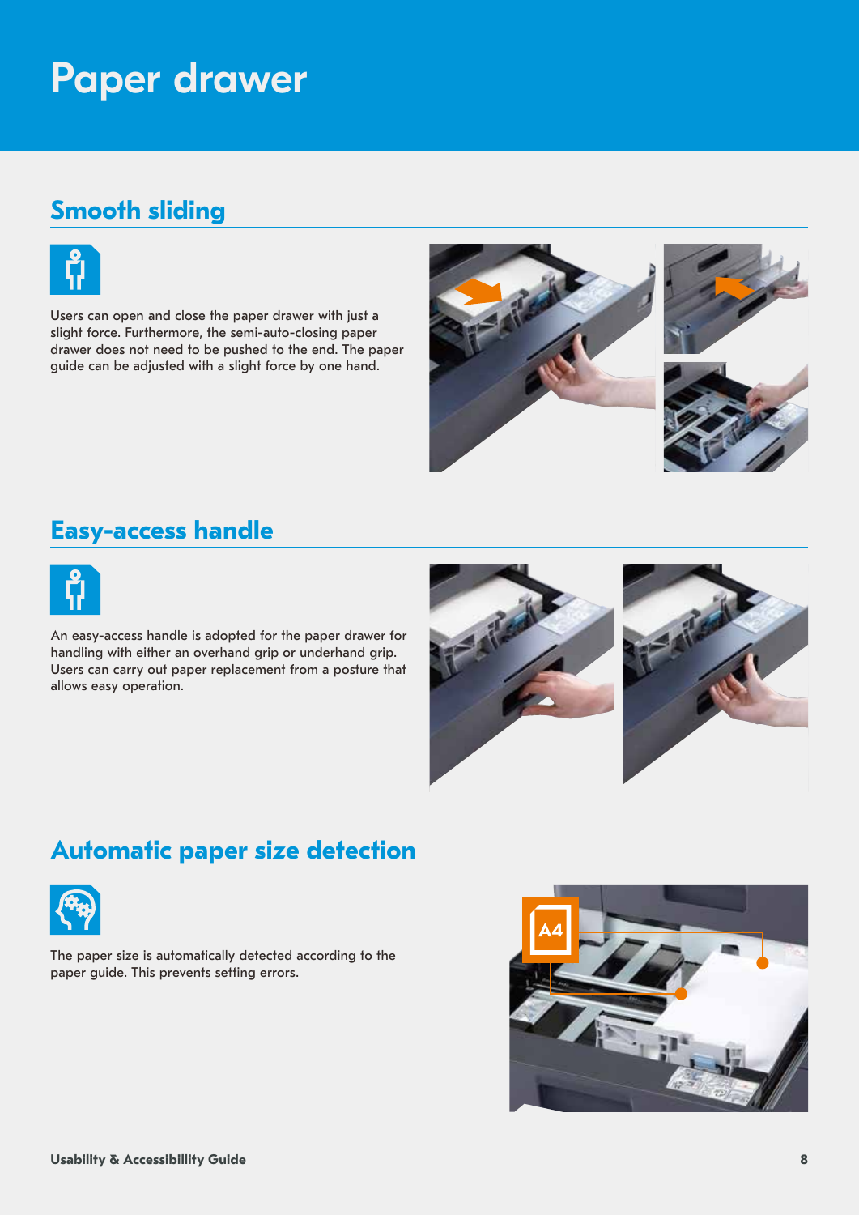# Paper drawer

## Smooth sliding

Users can open and close the paper drawer with just a slight force. Furthermore, the semi-auto-closing paper drawer does not need to be pushed to the end. The paper guide can be adjusted with a slight force by one hand.

## Easy-access handle

An easy-access handle is adopted for the paper drawer for handling with either an overhand grip or underhand grip. Users can carry out paper replacement from a posture that allows easy operation.

## Automatic paper size detection

The paper size is automatically detected according to the paper guide. This prevents setting errors.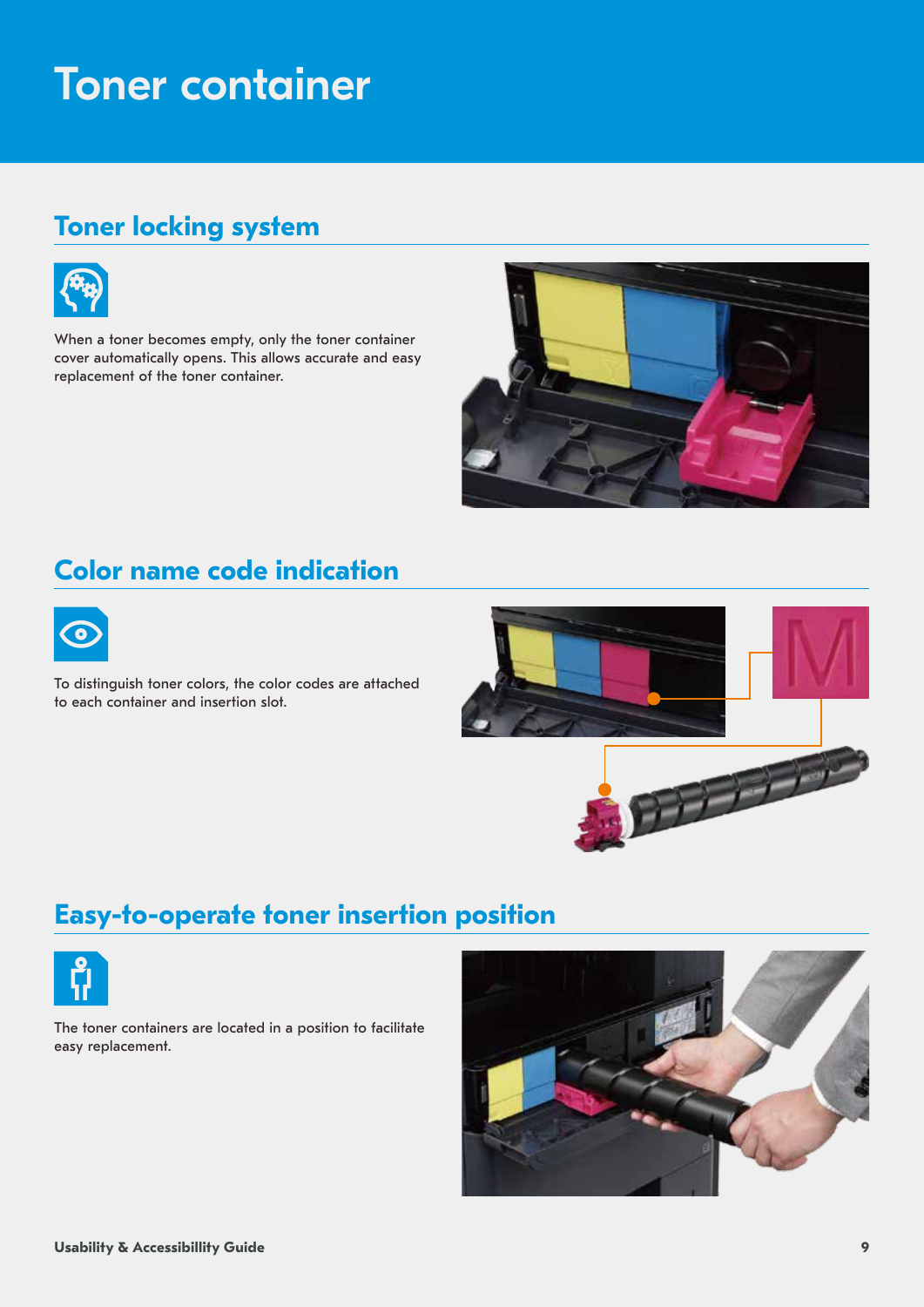# Toner container

## Toner locking system

When a toner becomes empty, only the toner container cover automatically opens. This allows accurate and easy replacement of the toner container.

## Color name code indication

To distinguish toner colors, the color codes are attached to each container and insertion slot.

## Easy-to-operate toner insertion position

The toner containers are located in a position to facilitate easy replacement.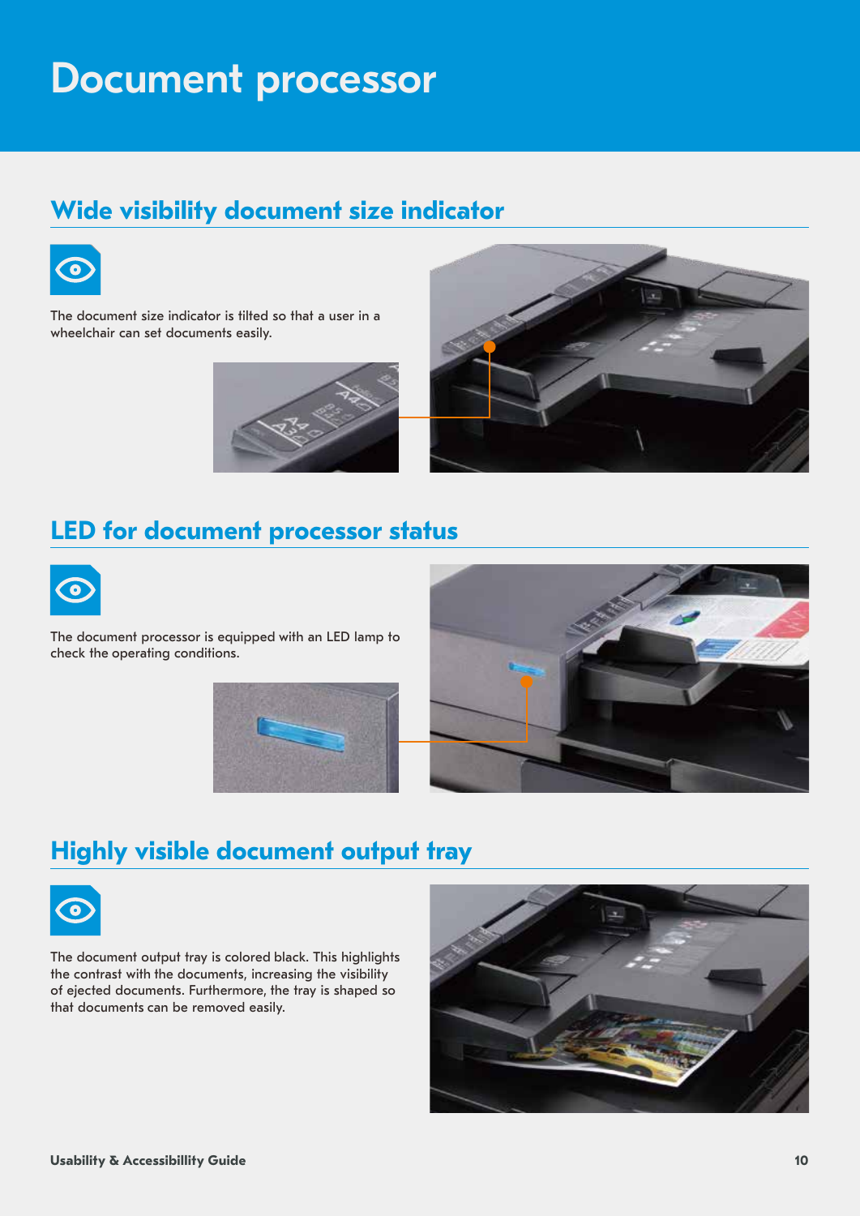# Document processor

## Wide visibility document size indicator

The document size indicator is tilted so that a user in a wheelchair can set documents easily.

## LED for document processor status

The document processor is equipped with an LED lamp to check the operating conditions.

## Highly visible document output tray

The document output tray is colored black. This highlights the contrast with the documents, increasing the visibility of ejected documents. Furthermore, the tray is shaped so that documents can be removed easily.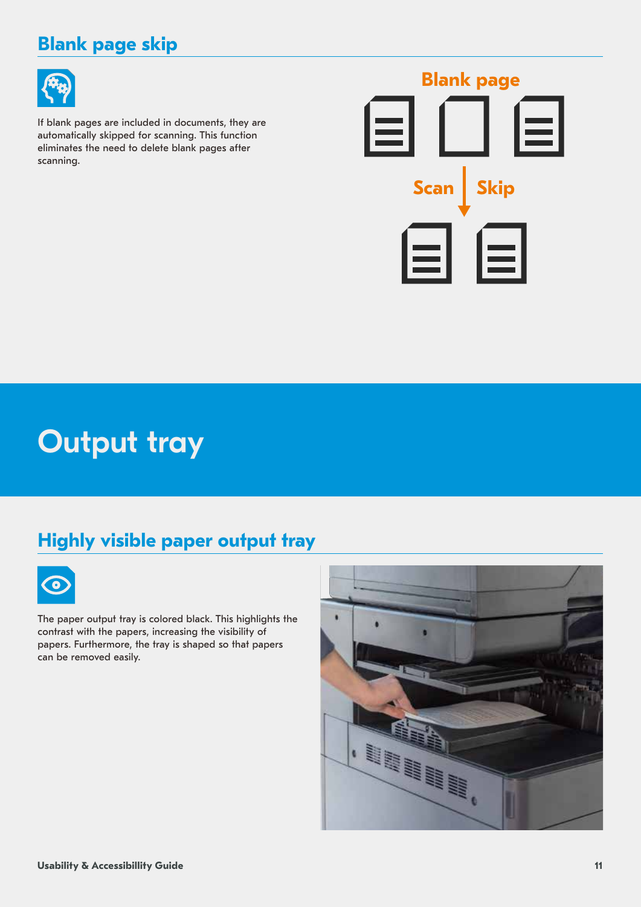## Blank page skip

If blank pages are included in documents, they are automatically skipped for scanning. This function eliminates the need to delete blank pages after scanning.

Blank page

Scan | Skip

# Output tray

## Highly visible paper output tray

The paper output tray is colored black. This highlights the contrast with the papers, increasing the visibility of papers. Furthermore, the tray is shaped so that papers can be removed easily.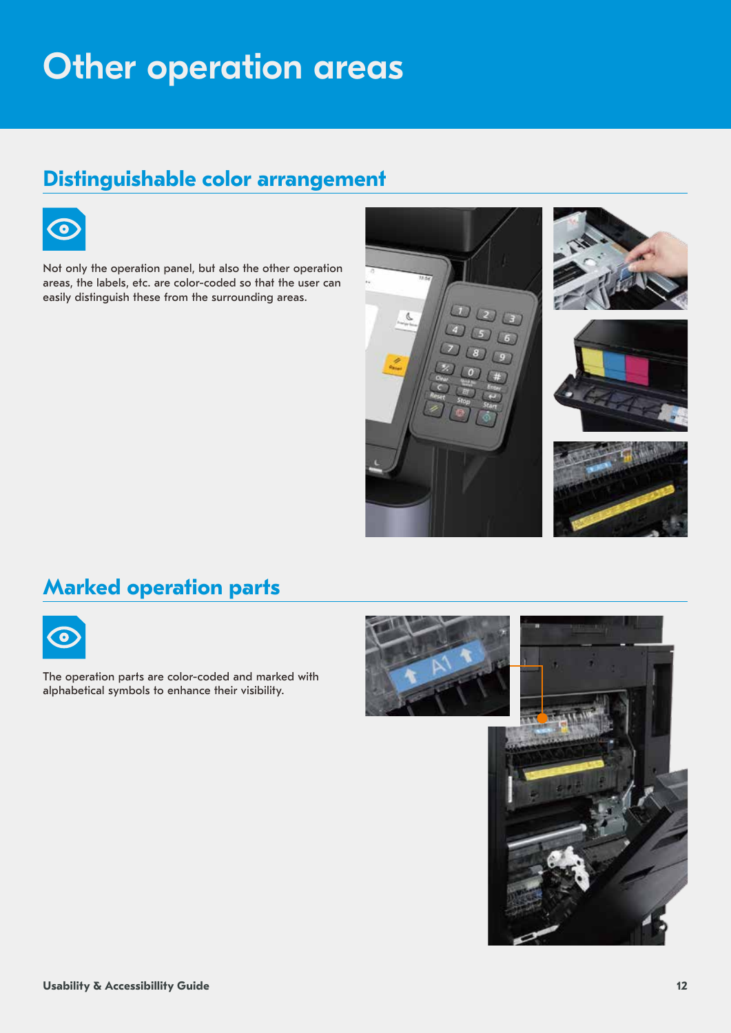# Other operation areas

## Distinguishable color arrangement

Not only the operation panel, but also the other operation areas, the labels, etc. are color-coded so that the user can easily distinguish these from the surrounding areas.

## Marked operation parts

The operation parts are color-coded and marked with alphabetical symbols to enhance their visibility.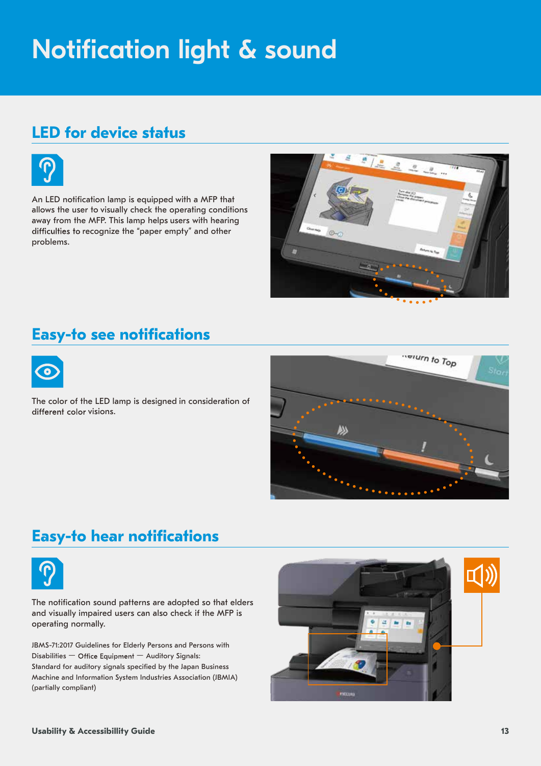# Notification light & sound

## LED for device status

An LED notification lamp is equipped with a MFP that allows the user to visually check the operating conditions away from the MFP. This lamp helps users with hearing difficulties to recognize the "paper empty" and other problems.

## Easy-to see notifications

The color of the LED lamp is designed in consideration of different color visions.

## Easy-to hear notifications

The notification sound patterns are adopted so that elders and visually impaired users can also check if the MFP is operating normally.

JBMS-71:2017 Guidelines for Elderly Persons and Persons with Disabilities — Office Equipment — Auditory Signals:
Standard for auditory signals specified by the Japan Business Machine and Information System Industries Association (JBMIA) (partially compliant)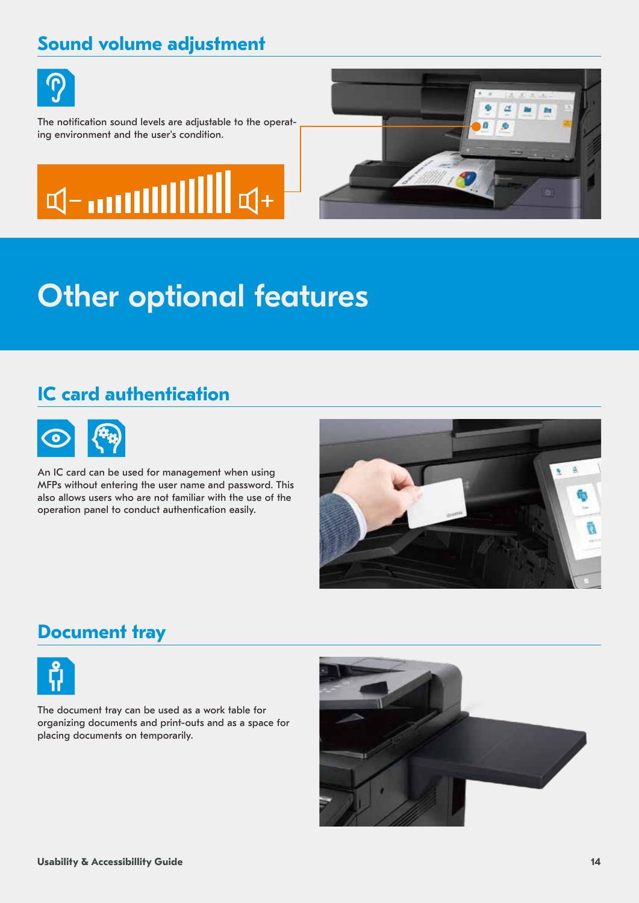## Sound volume adjustment

The notification sound levels are adjustable to the operating environment and the user's condition.

# Other optional features

## IC card authentication

An IC card can be used for management when using MFPs without entering the user name and password. This also allows users who are not familiar with the use of the operation panel to conduct authentication easily.

## Document tray

The document tray can be used as a work table for organizing documents and print-outs and as a space for placing documents on temporarily.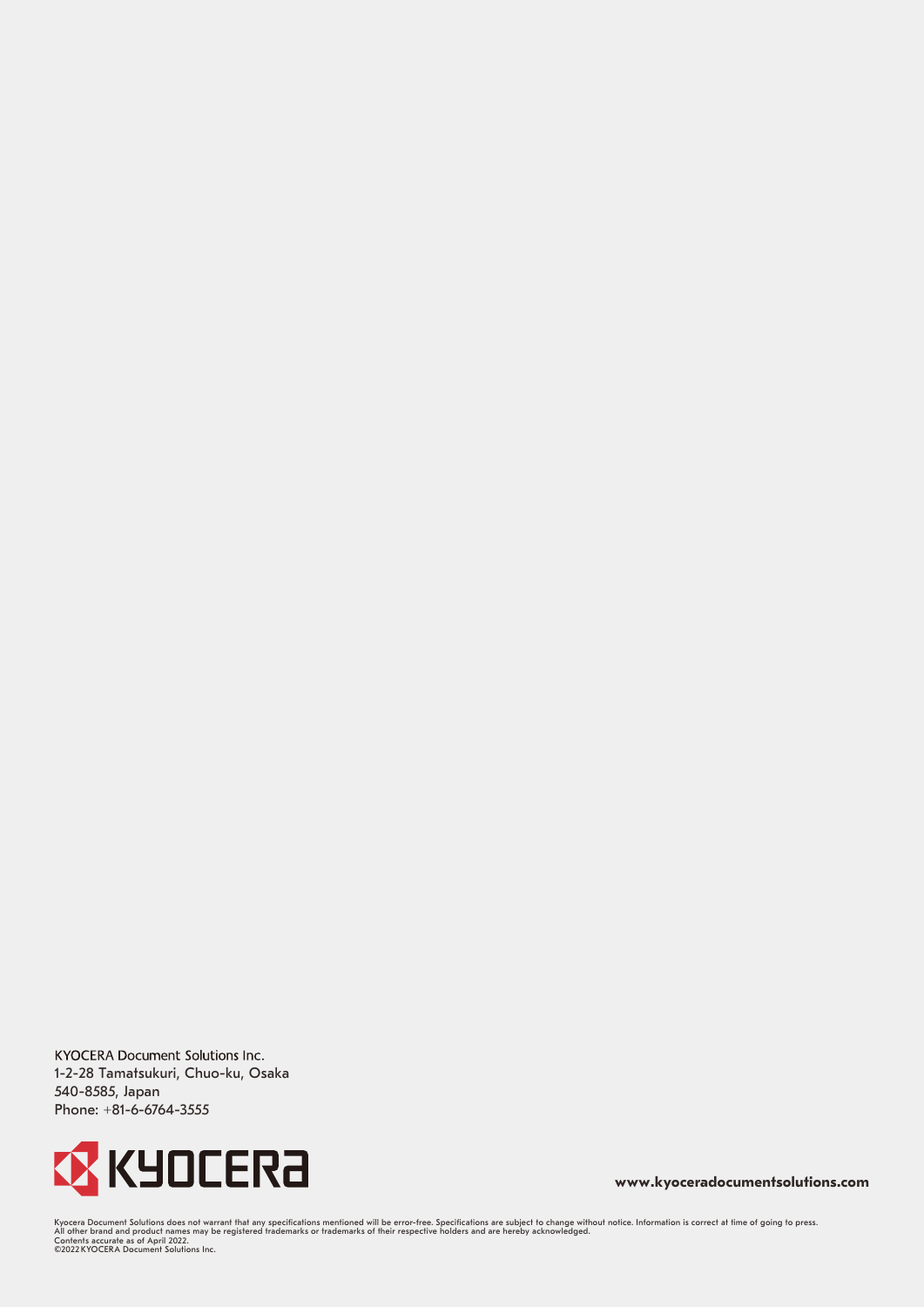KYOCERA Document Solutions Inc.
1-2-28 Tamatsukuri, Chuo-ku, Osaka
540-8585, Japan
Phone: +81-6-6764-3555

KYOCERA

**www.kyoceradocumentsolutions.com**

Kyocera Document Solutions does not warrant that any specifications mentioned will be error-free. Specifications are subject to change without notice. Information is correct at time of going to press.
All other brand and product names may be registered trademarks or trademarks of their respective holders and are hereby acknowledged.
Contents accurate as of April 2022.
©2022 KYOCERA Document Solutions Inc.